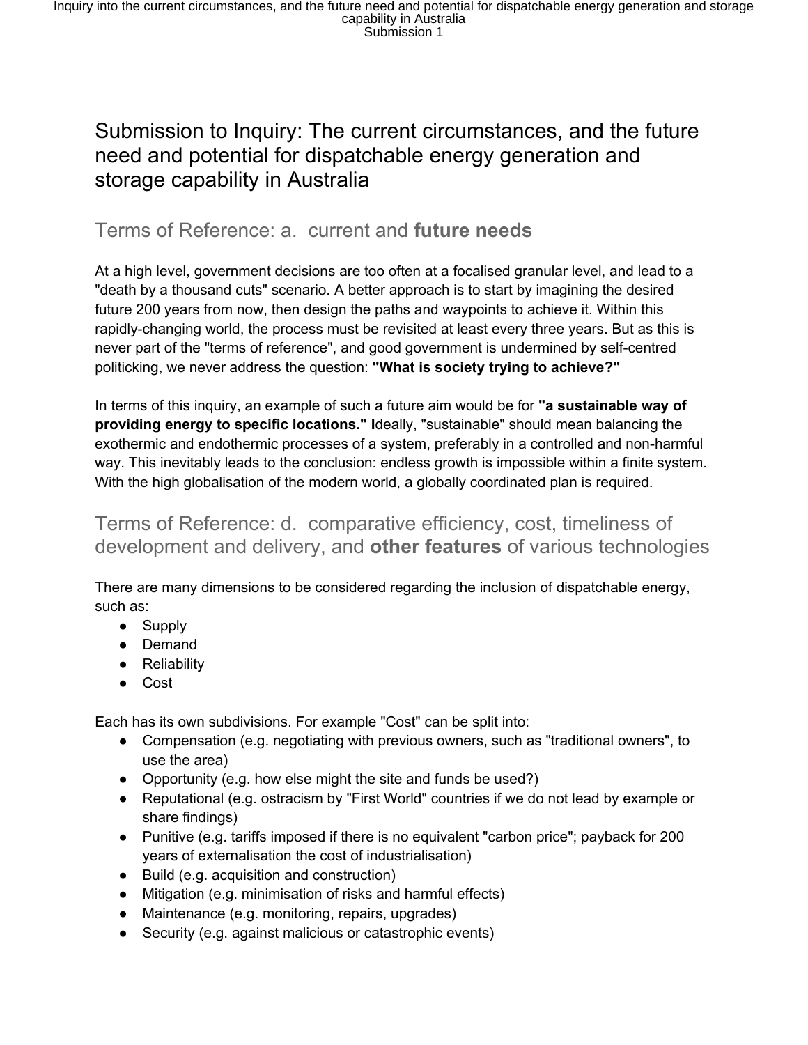# Submission to Inquiry: The current circumstances, and the future need and potential for dispatchable energy generation and storage capability in Australia

## Terms of Reference: a. current and **future needs**

At a high level, government decisions are too often at a focalised granular level, and lead to a "death by a thousand cuts" scenario. A better approach is to start by imagining the desired future 200 years from now, then design the paths and waypoints to achieve it. Within this rapidly-changing world, the process must be revisited at least every three years. But as this is never part of the "terms of reference", and good government is undermined by self-centred politicking, we never address the question: **"What is society trying to achieve?"**

In terms of this inquiry, an example of such a future aim would be for **"a sustainable way of providing energy to specific locations." I**deally, "sustainable" should mean balancing the exothermic and endothermic processes of a system, preferably in a controlled and non-harmful way. This inevitably leads to the conclusion: endless growth is impossible within a finite system. With the high globalisation of the modern world, a globally coordinated plan is required.

## Terms of Reference: d. comparative efficiency, cost, timeliness of development and delivery, and **other features** of various technologies

There are many dimensions to be considered regarding the inclusion of dispatchable energy, such as:

- Supply
- Demand
- Reliability
- Cost

Each has its own subdivisions. For example "Cost" can be split into:

- Compensation (e.g. negotiating with previous owners, such as "traditional owners", to use the area)
- Opportunity (e.g. how else might the site and funds be used?)
- Reputational (e.g. ostracism by "First World" countries if we do not lead by example or share findings)
- Punitive (e.g. tariffs imposed if there is no equivalent "carbon price"; payback for 200 years of externalisation the cost of industrialisation)
- Build (e.g. acquisition and construction)
- Mitigation (e.g. minimisation of risks and harmful effects)
- Maintenance (e.g. monitoring, repairs, upgrades)
- Security (e.g. against malicious or catastrophic events)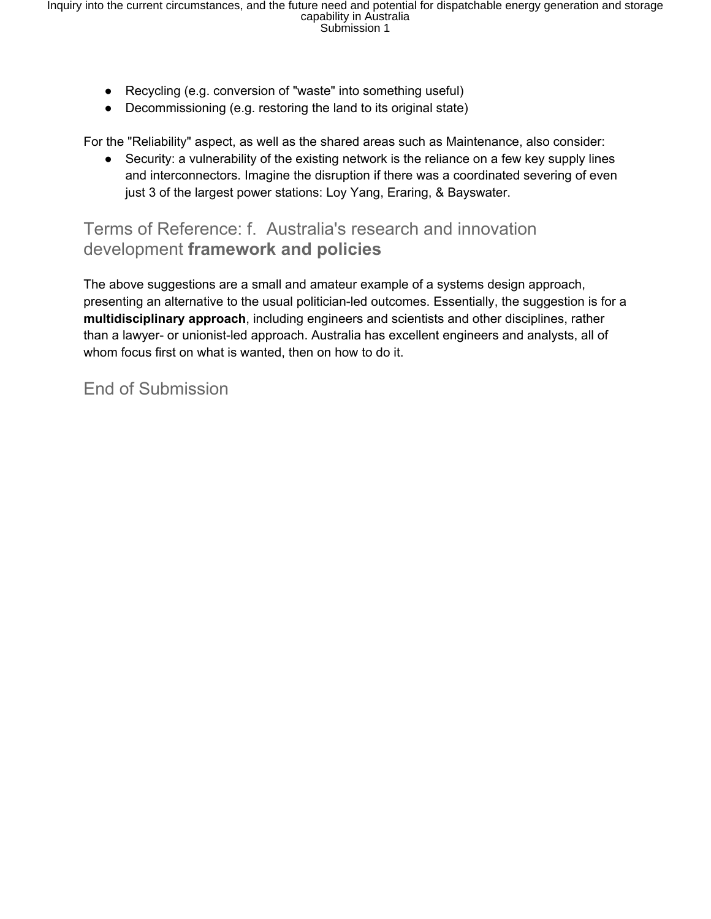- Recycling (e.g. conversion of "waste" into something useful)
- Decommissioning (e.g. restoring the land to its original state)

For the "Reliability" aspect, as well as the shared areas such as Maintenance, also consider:

- Security: a vulnerability of the existing network is the reliance on a few key supply lines and interconnectors. Imagine the disruption if there was a coordinated severing of even just 3 of the largest power stations: Loy Yang, Eraring, & Bayswater.

## Terms of Reference: f. Australia's research and innovation development **framework and policies**

The above suggestions are a small and amateur example of a systems design approach, presenting an alternative to the usual politician-led outcomes. Essentially, the suggestion is for a **multidisciplinary approach**, including engineers and scientists and other disciplines, rather than a lawyer- or unionist-led approach. Australia has excellent engineers and analysts, all of whom focus first on what is wanted, then on how to do it.

## End of Submission